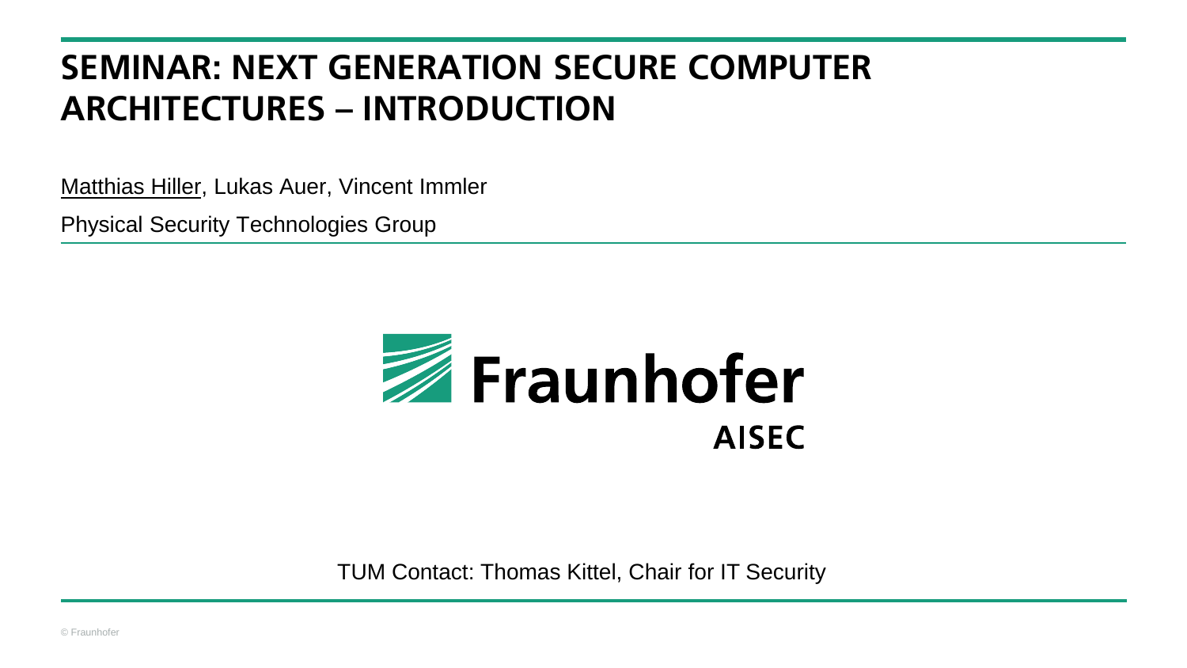# SEMINAR: NEXT GENERATION SECURE COMPUTER ARCHITECTURES – INTRODUCTION

Matthias Hiller, Lukas Auer, Vincent Immler

Physical Security Technologies Group

Fraunhofer

AISEC

TUM Contact: Thomas Kittel, Chair for IT Security

© Fraunhofer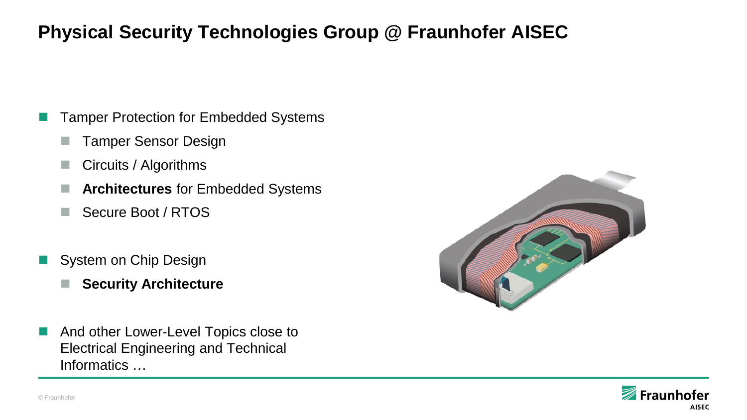# Physical Security Technologies Group @ Fraunhofer AISEC

- Tamper Protection for Embedded Systems
  - Tamper Sensor Design
  - Circuits / Algorithms
  - **Architectures** for Embedded Systems
  - Secure Boot / RTOS
- System on Chip Design
  - **Security Architecture**
- And other Lower-Level Topics close to Electrical Engineering and Technical Informatics …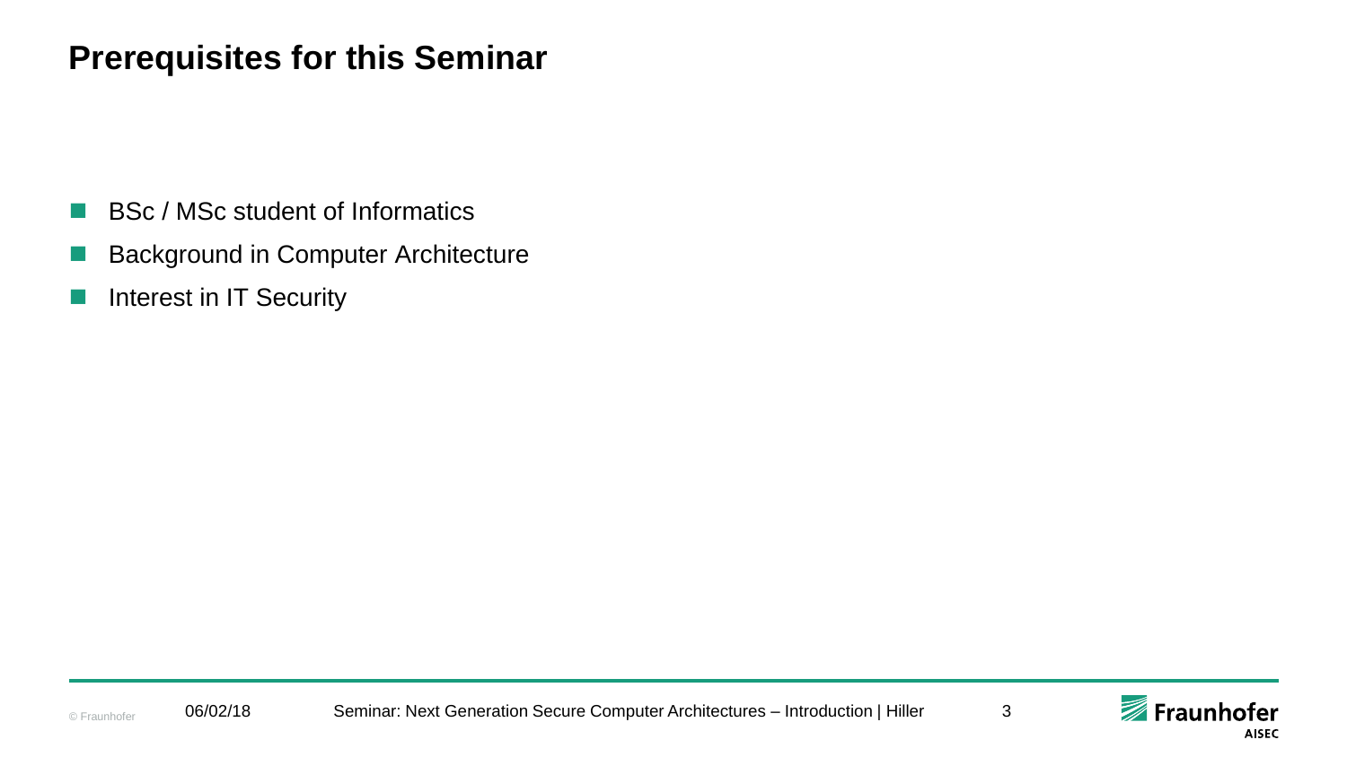# Prerequisites for this Seminar

- BSc / MSc student of Informatics
- Background in Computer Architecture
- Interest in IT Security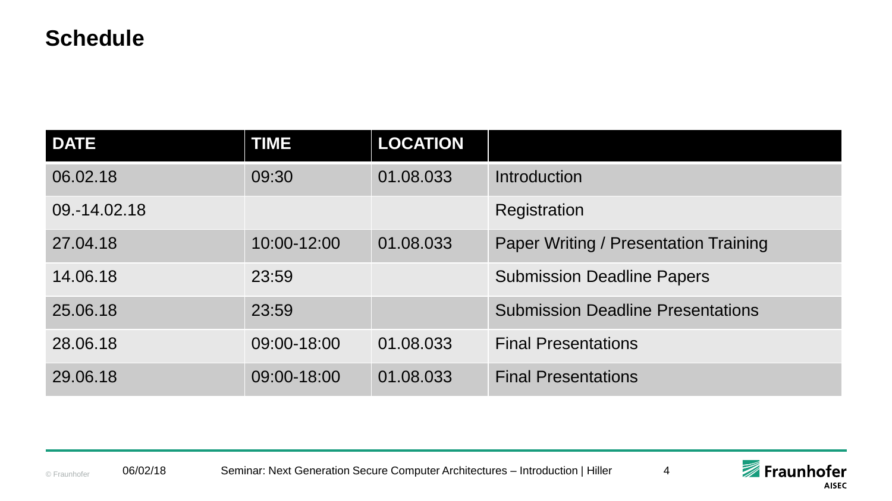# Schedule

| DATE | TIME | LOCATION | |
|---|---|---|---|
| 06.02.18 | 09:30 | 01.08.033 | Introduction |
| 09.-14.02.18 | | | Registration |
| 27.04.18 | 10:00-12:00 | 01.08.033 | Paper Writing / Presentation Training |
| 14.06.18 | 23:59 | | Submission Deadline Papers |
| 25.06.18 | 23:59 | | Submission Deadline Presentations |
| 28.06.18 | 09:00-18:00 | 01.08.033 | Final Presentations |
| 29.06.18 | 09:00-18:00 | 01.08.033 | Final Presentations |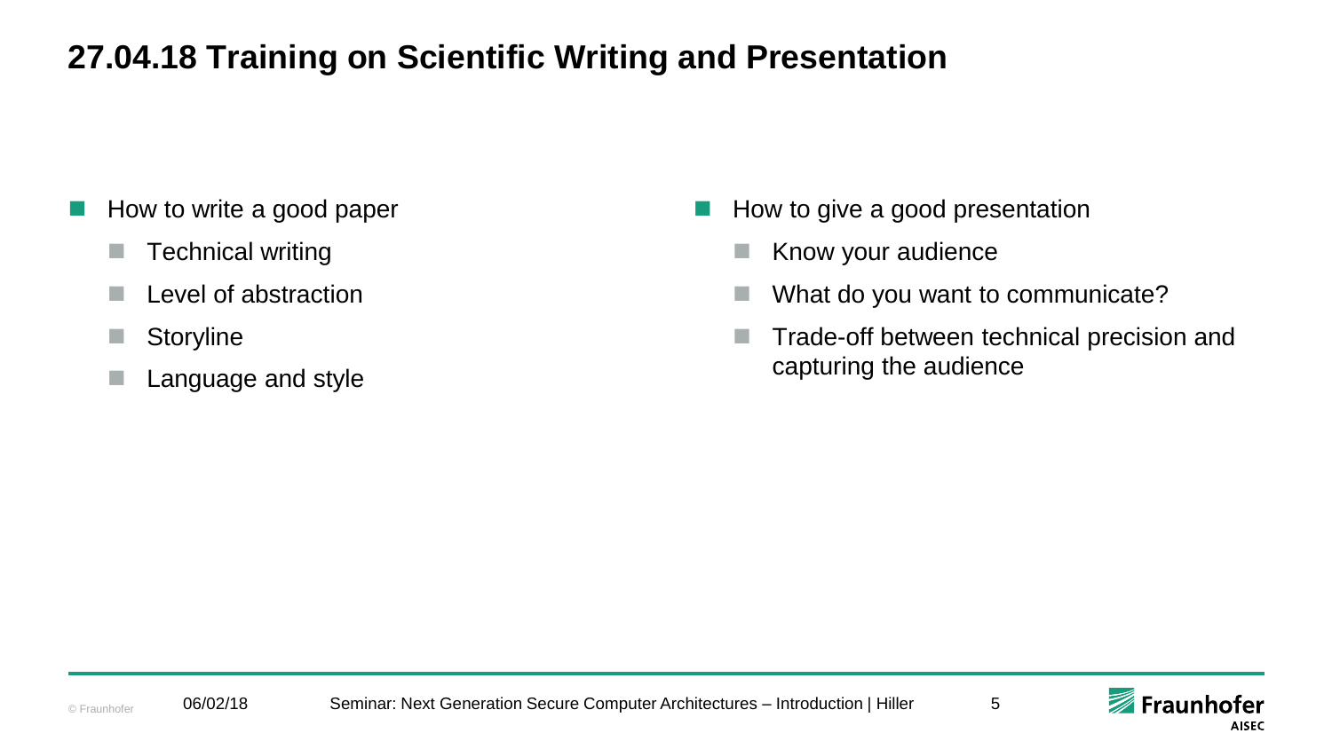# 27.04.18 Training on Scientific Writing and Presentation

- How to write a good paper
  - Technical writing
  - Level of abstraction
  - Storyline
  - Language and style

- How to give a good presentation
  - Know your audience
  - What do you want to communicate?
  - Trade-off between technical precision and capturing the audience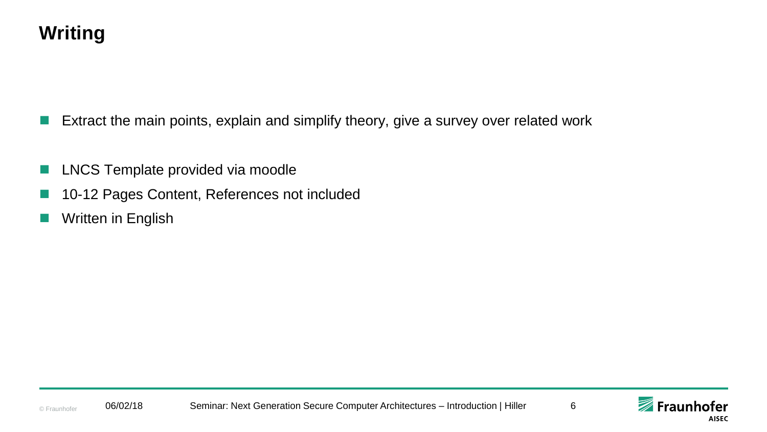# Writing

- Extract the main points, explain and simplify theory, give a survey over related work

- LNCS Template provided via moodle
- 10-12 Pages Content, References not included
- Written in English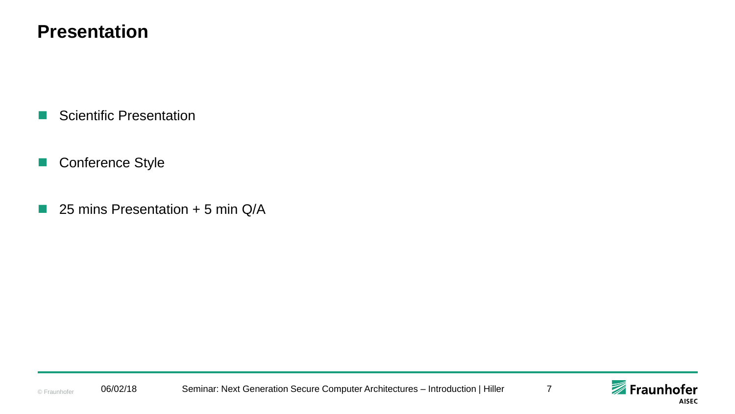# Presentation

- Scientific Presentation
- Conference Style
- 25 mins Presentation + 5 min Q/A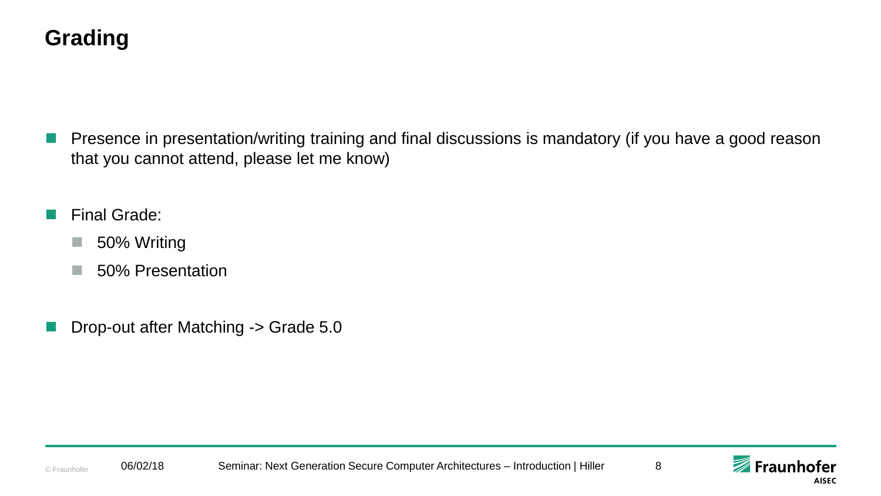# Grading

- Presence in presentation/writing training and final discussions is mandatory (if you have a good reason that you cannot attend, please let me know)
- Final Grade:
  - 50% Writing
  - 50% Presentation
- Drop-out after Matching -> Grade 5.0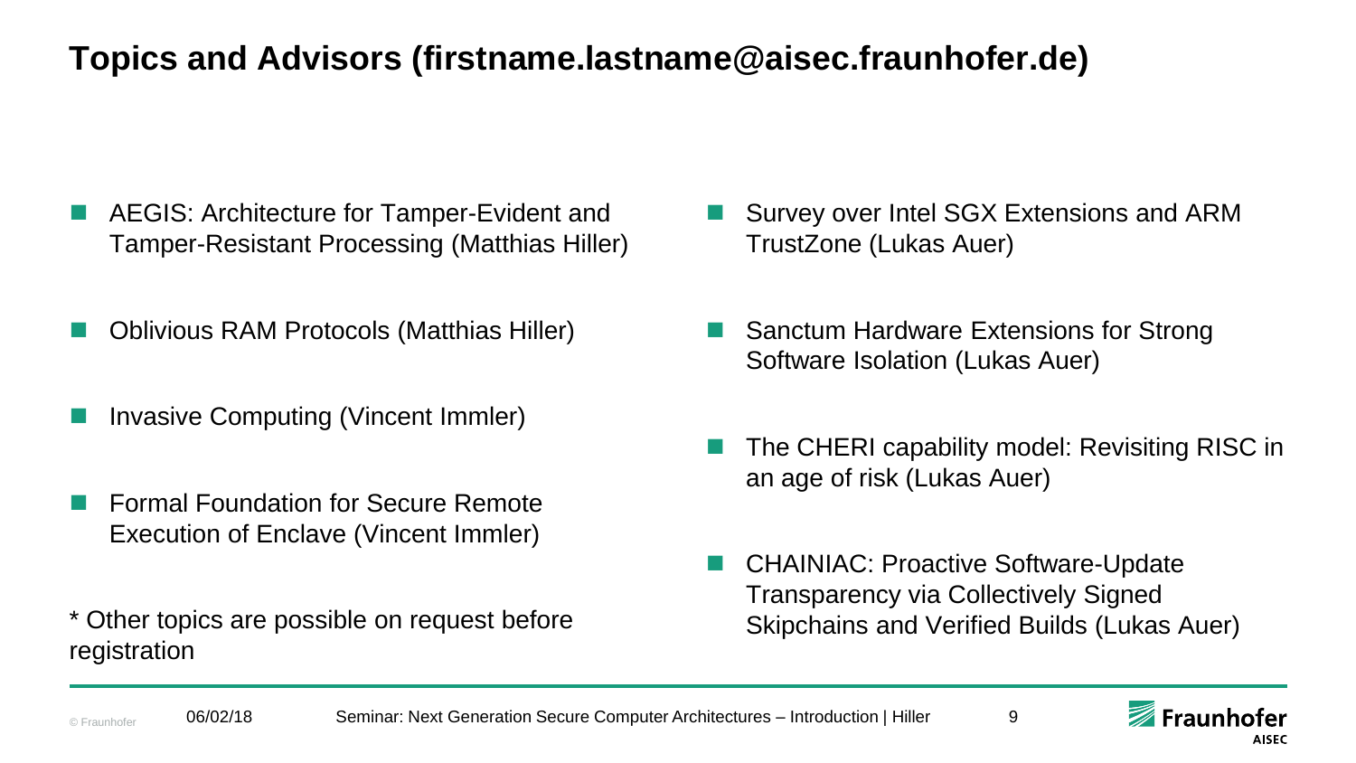# Topics and Advisors (firstname.lastname@aisec.fraunhofer.de)

- AEGIS: Architecture for Tamper-Evident and Tamper-Resistant Processing (Matthias Hiller)
- Oblivious RAM Protocols (Matthias Hiller)
- Invasive Computing (Vincent Immler)
- Formal Foundation for Secure Remote Execution of Enclave (Vincent Immler)

* Other topics are possible on request before registration

- Survey over Intel SGX Extensions and ARM TrustZone (Lukas Auer)
- Sanctum Hardware Extensions for Strong Software Isolation (Lukas Auer)
- The CHERI capability model: Revisiting RISC in an age of risk (Lukas Auer)
- CHAINIAC: Proactive Software-Update Transparency via Collectively Signed Skipchains and Verified Builds (Lukas Auer)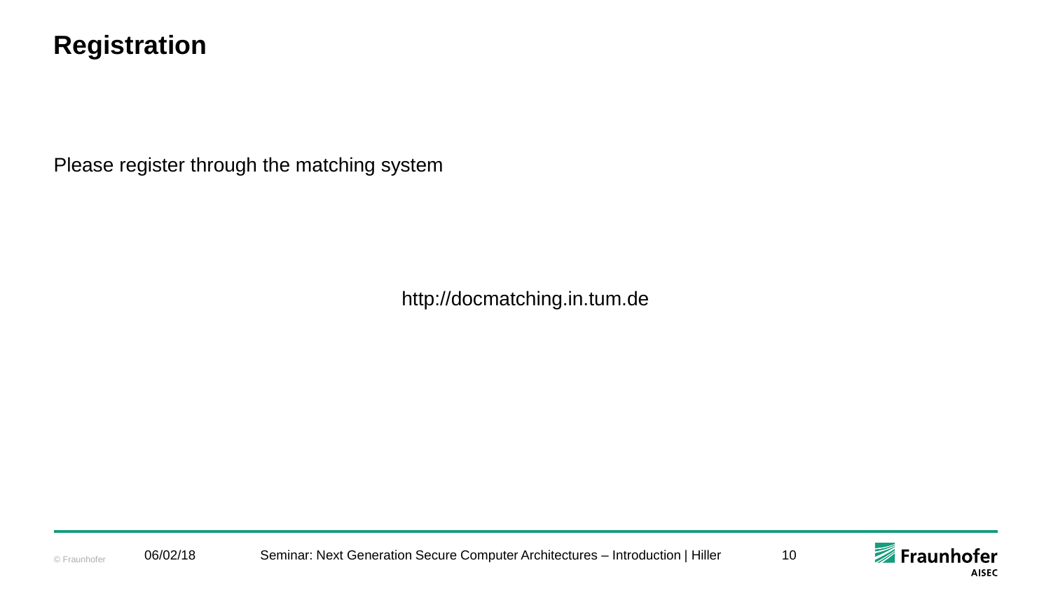# Registration

Please register through the matching system

http://docmatching.in.tum.de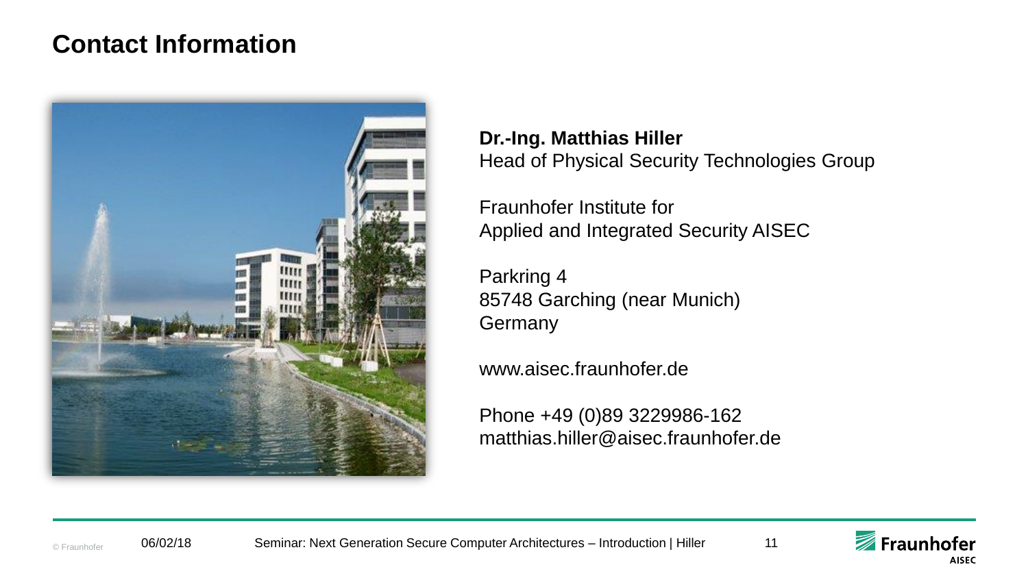# Contact Information

**Dr.-Ing. Matthias Hiller**
Head of Physical Security Technologies Group

Fraunhofer Institute for
Applied and Integrated Security AISEC

Parkring 4
85748 Garching (near Munich)
Germany

www.aisec.fraunhofer.de

Phone +49 (0)89 3229986-162
matthias.hiller@aisec.fraunhofer.de